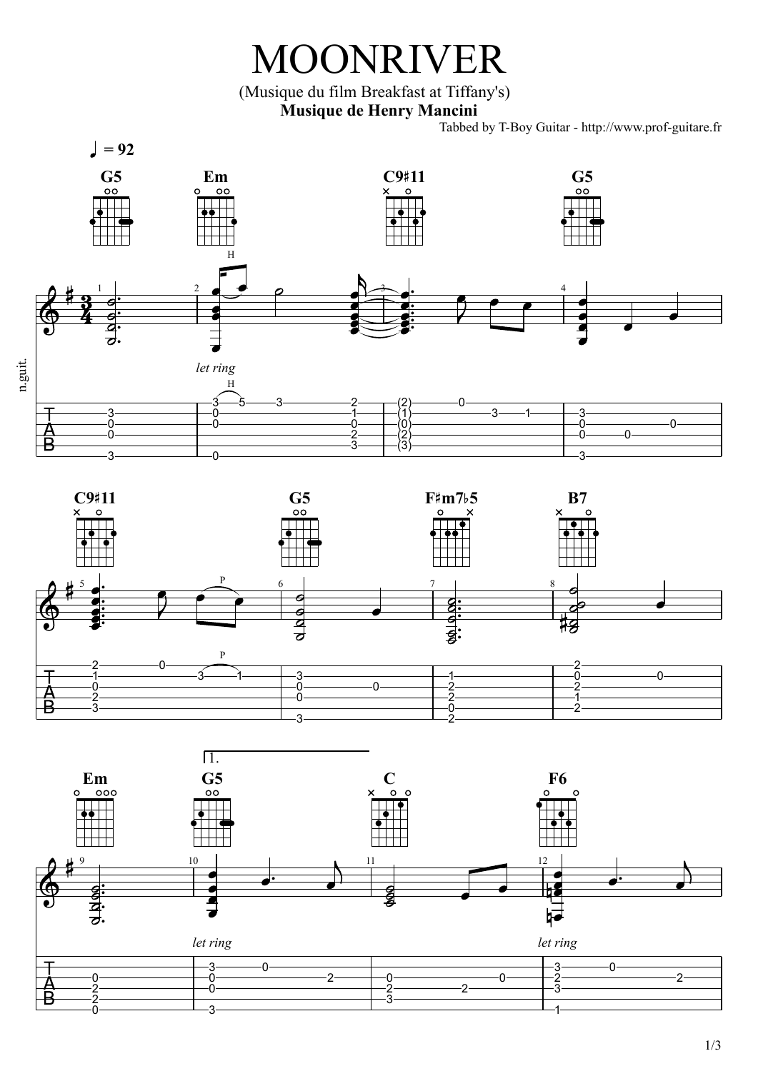# MOONRIVER

(Musique du film Breakfast at Tiffany's)

**Musique de Henry Mancini**

Tabbed by T-Boy Guitar - http://www.prof-guitare.fr

♩ = 92

G5 — Em — C9♯11 — G5

C9♯11 — G5 — F♯m7♭5 — B7

Em — G5 — C — F6

n.guit.

*let ring*

1.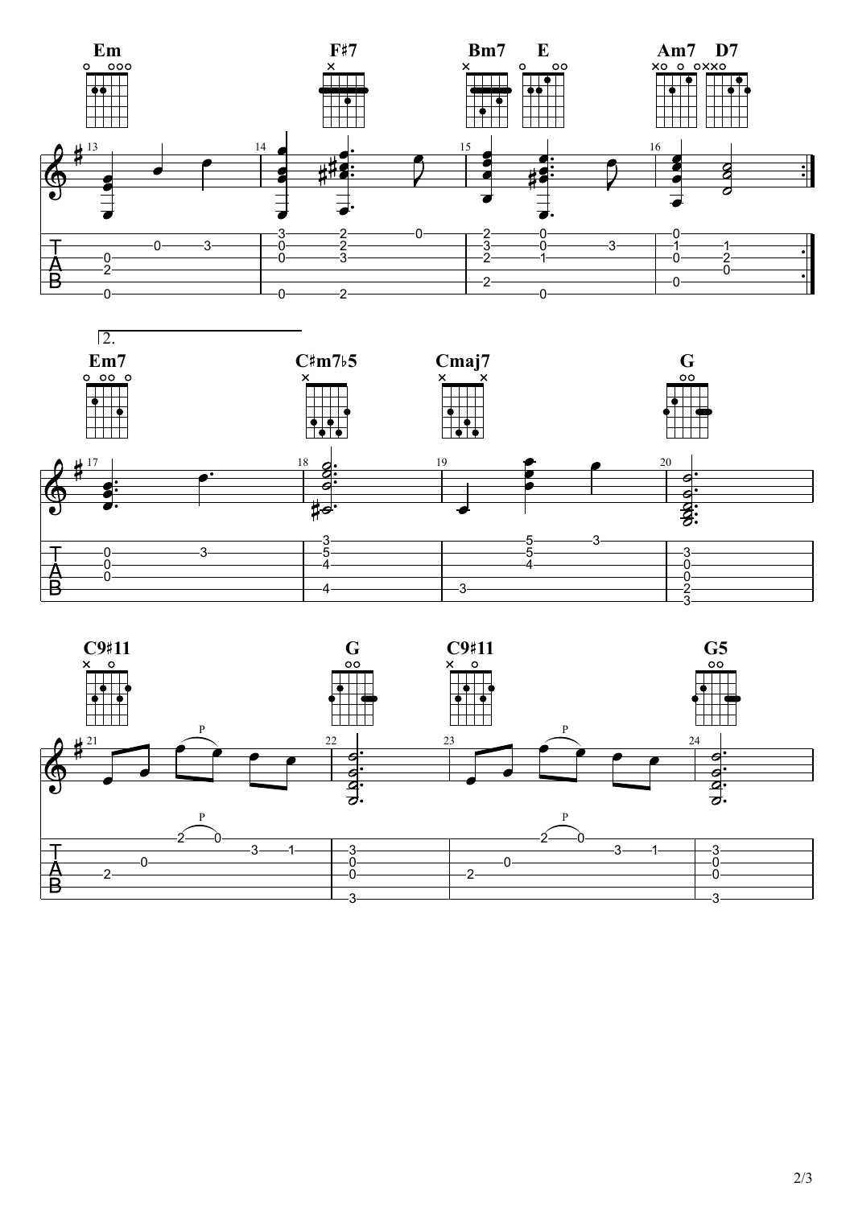Em F♯7 Bm7 E Am7 D7

2.

Em7 C♯m7♭5 Cmaj7 G

C9♯11 G C9♯11 G5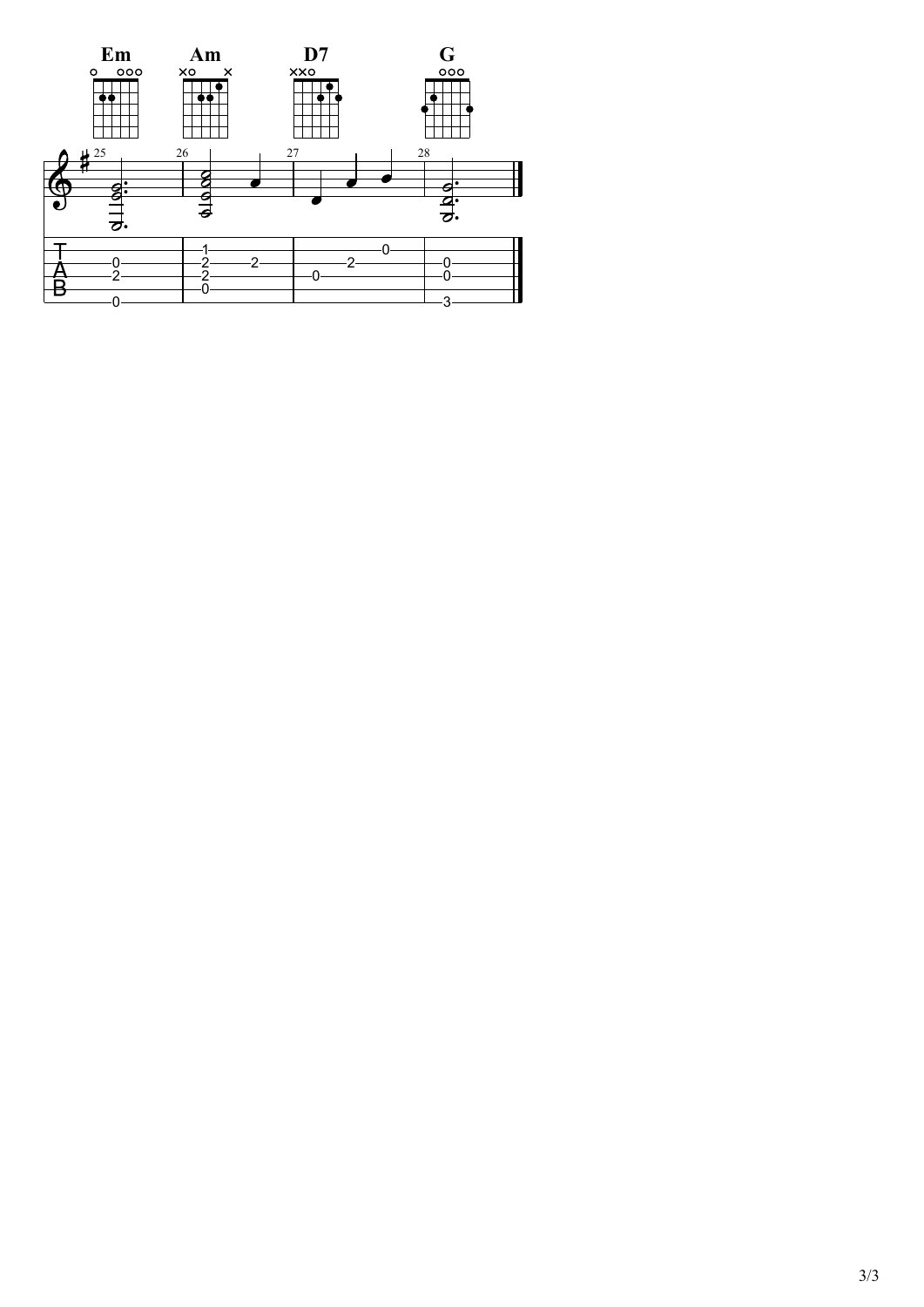Em Am D7 G

25 26 27 28

T
A
B